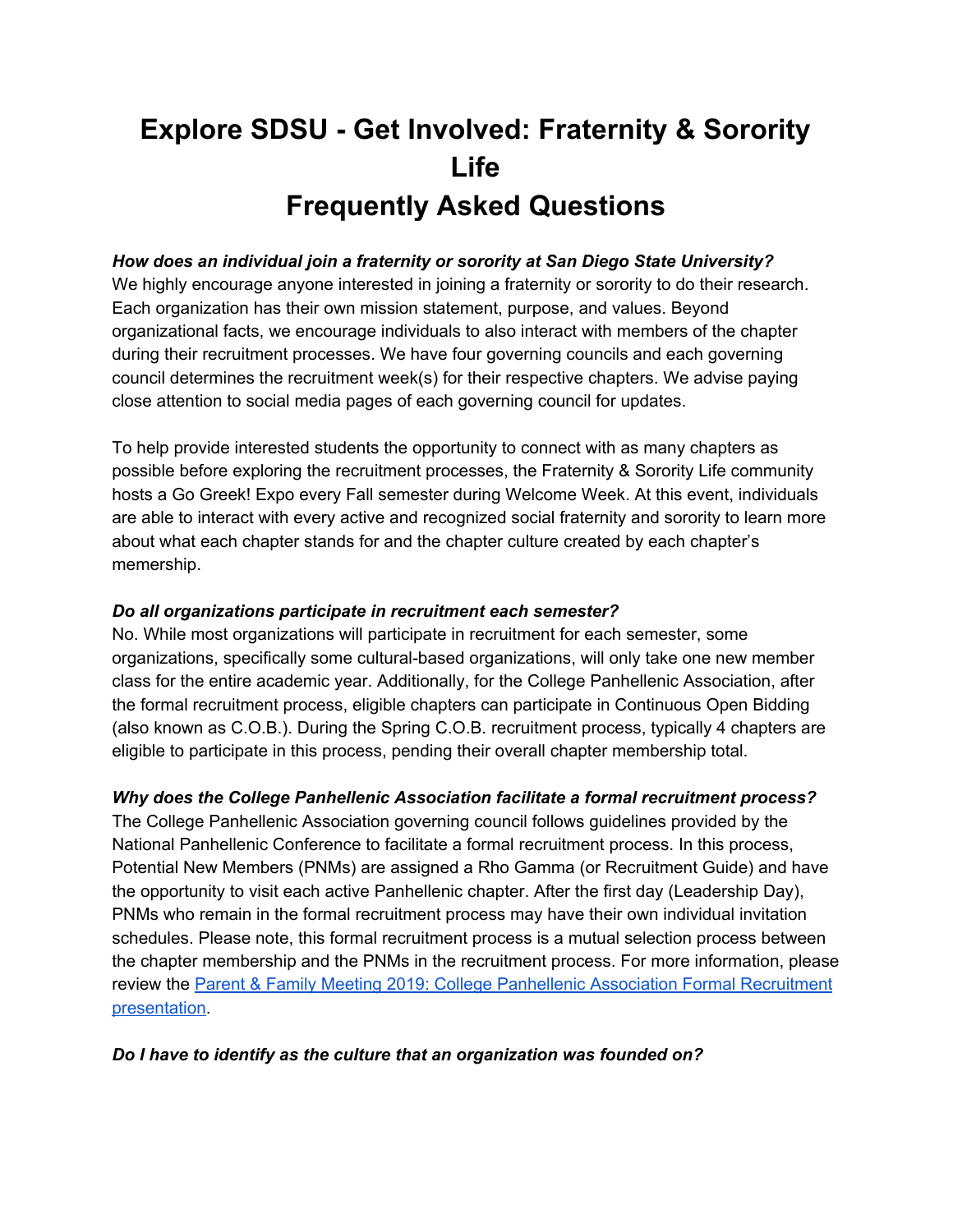# Explore SDSU - Get Involved: Fraternity & Sorority Life
# Frequently Asked Questions

***How does an individual join a fraternity or sorority at San Diego State University?***

We highly encourage anyone interested in joining a fraternity or sorority to do their research. Each organization has their own mission statement, purpose, and values. Beyond organizational facts, we encourage individuals to also interact with members of the chapter during their recruitment processes. We have four governing councils and each governing council determines the recruitment week(s) for their respective chapters. We advise paying close attention to social media pages of each governing council for updates.

To help provide interested students the opportunity to connect with as many chapters as possible before exploring the recruitment processes, the Fraternity & Sorority Life community hosts a Go Greek! Expo every Fall semester during Welcome Week. At this event, individuals are able to interact with every active and recognized social fraternity and sorority to learn more about what each chapter stands for and the chapter culture created by each chapter's memership.

***Do all organizations participate in recruitment each semester?***

No. While most organizations will participate in recruitment for each semester, some organizations, specifically some cultural-based organizations, will only take one new member class for the entire academic year. Additionally, for the College Panhellenic Association, after the formal recruitment process, eligible chapters can participate in Continuous Open Bidding (also known as C.O.B.). During the Spring C.O.B. recruitment process, typically 4 chapters are eligible to participate in this process, pending their overall chapter membership total.

***Why does the College Panhellenic Association facilitate a formal recruitment process?***

The College Panhellenic Association governing council follows guidelines provided by the National Panhellenic Conference to facilitate a formal recruitment process. In this process, Potential New Members (PNMs) are assigned a Rho Gamma (or Recruitment Guide) and have the opportunity to visit each active Panhellenic chapter. After the first day (Leadership Day), PNMs who remain in the formal recruitment process may have their own individual invitation schedules. Please note, this formal recruitment process is a mutual selection process between the chapter membership and the PNMs in the recruitment process. For more information, please review the [Parent & Family Meeting 2019: College Panhellenic Association Formal Recruitment presentation](#).

***Do I have to identify as the culture that an organization was founded on?***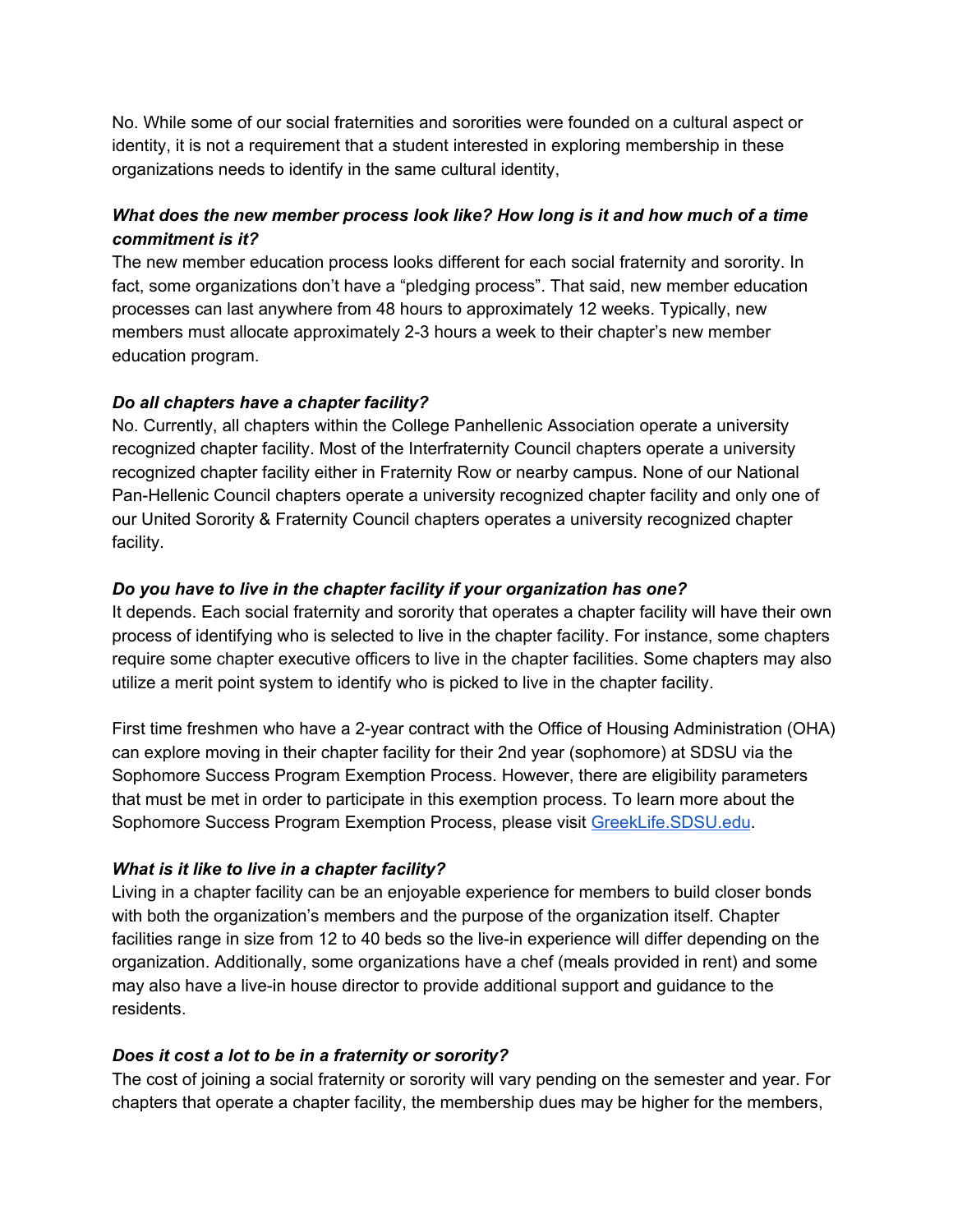No. While some of our social fraternities and sororities were founded on a cultural aspect or identity, it is not a requirement that a student interested in exploring membership in these organizations needs to identify in the same cultural identity,

***What does the new member process look like? How long is it and how much of a time commitment is it?***

The new member education process looks different for each social fraternity and sorority. In fact, some organizations don't have a "pledging process". That said, new member education processes can last anywhere from 48 hours to approximately 12 weeks. Typically, new members must allocate approximately 2-3 hours a week to their chapter's new member education program.

***Do all chapters have a chapter facility?***

No. Currently, all chapters within the College Panhellenic Association operate a university recognized chapter facility. Most of the Interfraternity Council chapters operate a university recognized chapter facility either in Fraternity Row or nearby campus. None of our National Pan-Hellenic Council chapters operate a university recognized chapter facility and only one of our United Sorority & Fraternity Council chapters operates a university recognized chapter facility.

***Do you have to live in the chapter facility if your organization has one?***

It depends. Each social fraternity and sorority that operates a chapter facility will have their own process of identifying who is selected to live in the chapter facility. For instance, some chapters require some chapter executive officers to live in the chapter facilities. Some chapters may also utilize a merit point system to identify who is picked to live in the chapter facility.

First time freshmen who have a 2-year contract with the Office of Housing Administration (OHA) can explore moving in their chapter facility for their 2nd year (sophomore) at SDSU via the Sophomore Success Program Exemption Process. However, there are eligibility parameters that must be met in order to participate in this exemption process. To learn more about the Sophomore Success Program Exemption Process, please visit [GreekLife.SDSU.edu](GreekLife.SDSU.edu).

***What is it like to live in a chapter facility?***

Living in a chapter facility can be an enjoyable experience for members to build closer bonds with both the organization's members and the purpose of the organization itself. Chapter facilities range in size from 12 to 40 beds so the live-in experience will differ depending on the organization. Additionally, some organizations have a chef (meals provided in rent) and some may also have a live-in house director to provide additional support and guidance to the residents.

***Does it cost a lot to be in a fraternity or sorority?***

The cost of joining a social fraternity or sorority will vary pending on the semester and year. For chapters that operate a chapter facility, the membership dues may be higher for the members,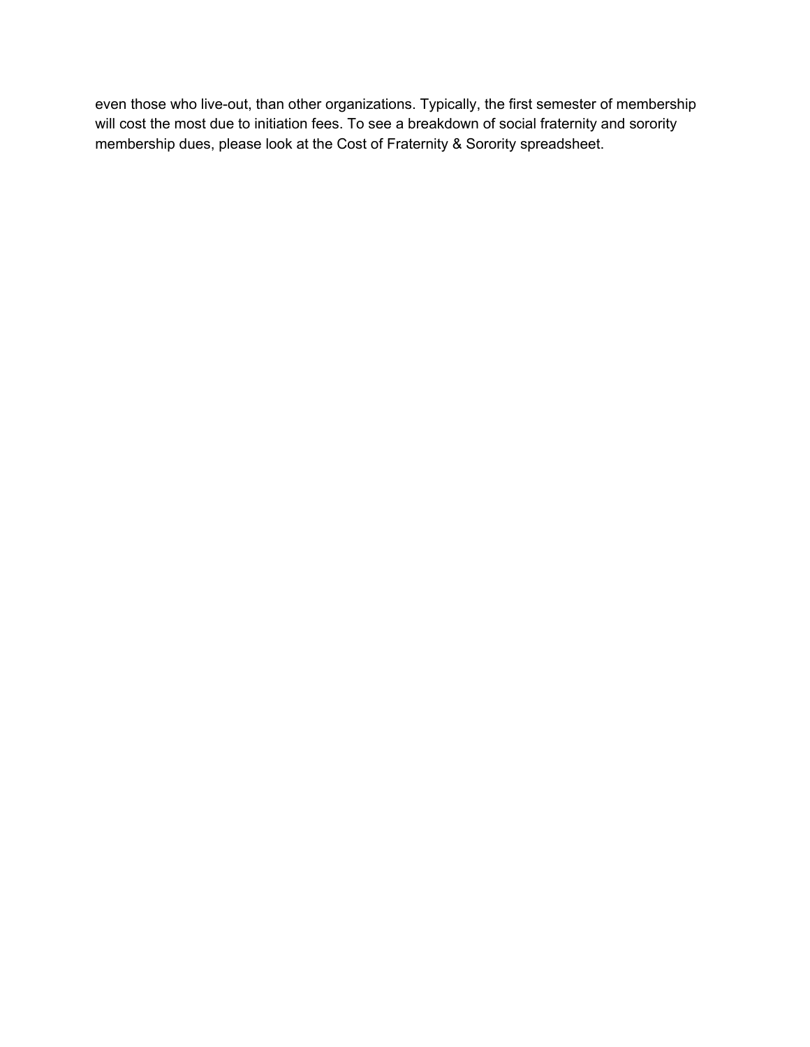even those who live-out, than other organizations. Typically, the first semester of membership will cost the most due to initiation fees. To see a breakdown of social fraternity and sorority membership dues, please look at the Cost of Fraternity & Sorority spreadsheet.